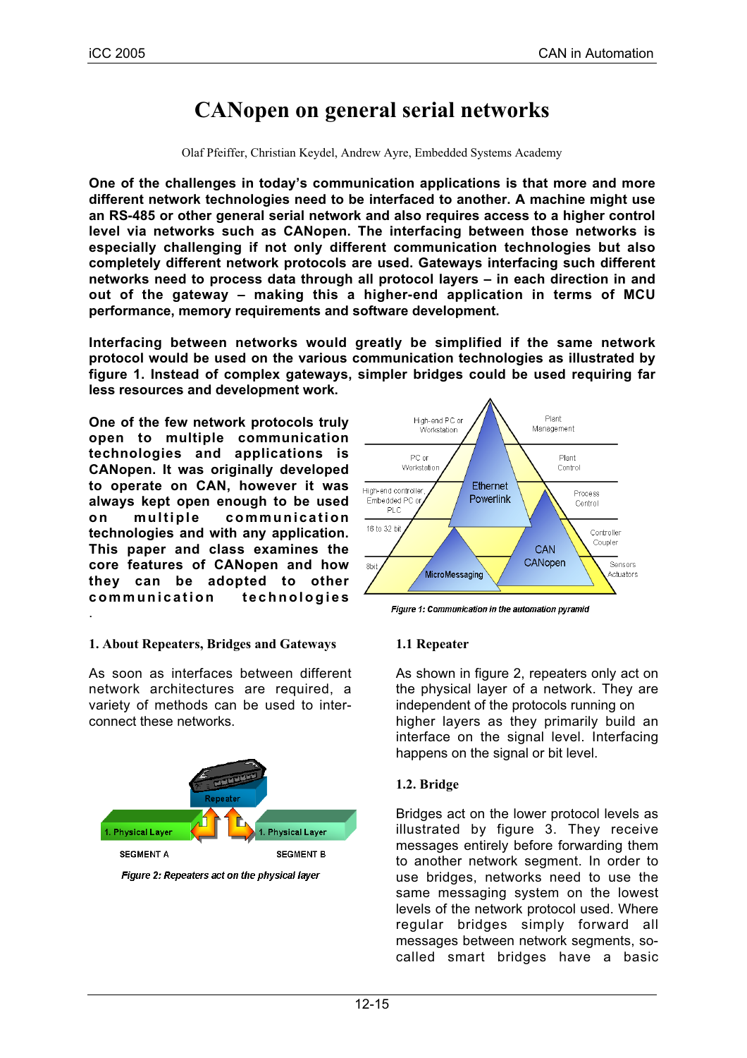# CANopen on general serial networks

Olaf Pfeiffer, Christian Keydel, Andrew Ayre, Embedded Systems Academy

**One of the challenges in today's communication applications is that more and more different network technologies need to be interfaced to another. A machine might use an RS-485 or other general serial network and also requires access to a higher control level via networks such as CANopen. The interfacing between those networks is especially challenging if not only different communication technologies but also completely different network protocols are used. Gateways interfacing such different networks need to process data through all protocol layers – in each direction in and out of the gateway – making this a higher-end application in terms of MCU performance, memory requirements and software development.**

**Interfacing between networks would greatly be simplified if the same network protocol would be used on the various communication technologies as illustrated by figure 1. Instead of complex gateways, simpler bridges could be used requiring far less resources and development work.**

**One of the few network protocols truly open to multiple communication technologies and applications is CANopen. It was originally developed to operate on CAN, however it was always kept open enough to be used on multiple communication technologies and with any application. This paper and class examines the core features of CANopen and how they can be adopted to other communication technologies**

*Figure 1: Communication in the automation pyramid*

## 1. About Repeaters, Bridges and Gateways

As soon as interfaces between different network architectures are required, a variety of methods can be used to inter-connect these networks.

*Figure 2: Repeaters act on the physical layer*

### 1.1 Repeater

As shown in figure 2, repeaters only act on the physical layer of a network. They are independent of the protocols running on higher layers as they primarily build an interface on the signal level. Interfacing happens on the signal or bit level.

### 1.2. Bridge

Bridges act on the lower protocol levels as illustrated by figure 3. They receive messages entirely before forwarding them to another network segment. In order to use bridges, networks need to use the same messaging system on the lowest levels of the network protocol used. Where regular bridges simply forward all messages between network segments, so-called smart bridges have a basic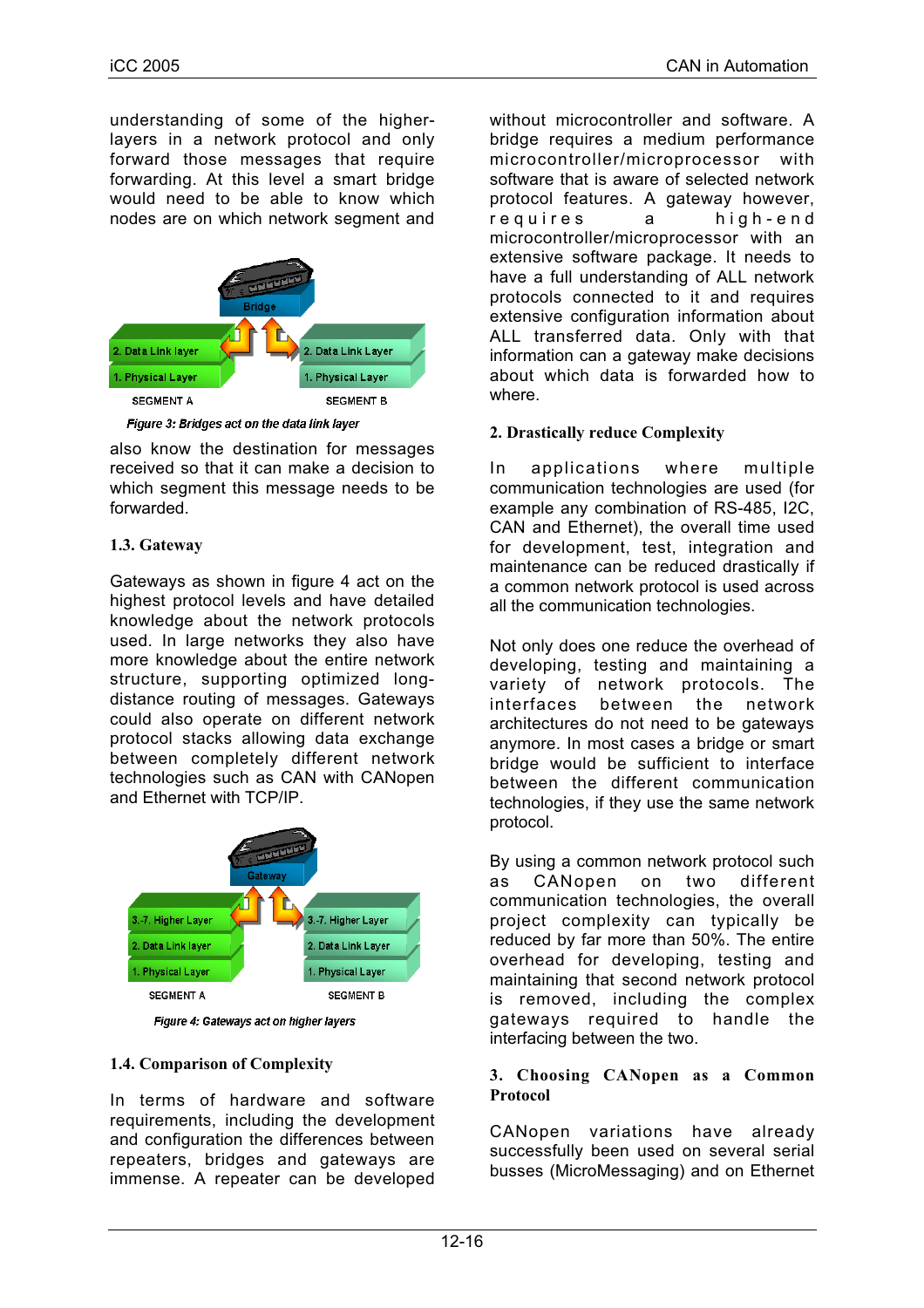understanding of some of the higher-layers in a network protocol and only forward those messages that require forwarding. At this level a smart bridge would need to be able to know which nodes are on which network segment and

*Figure 3: Bridges act on the data link layer*

also know the destination for messages received so that it can make a decision to which segment this message needs to be forwarded.

### 1.3. Gateway

Gateways as shown in figure 4 act on the highest protocol levels and have detailed knowledge about the network protocols used. In large networks they also have more knowledge about the entire network structure, supporting optimized long-distance routing of messages. Gateways could also operate on different network protocol stacks allowing data exchange between completely different network technologies such as CAN with CANopen and Ethernet with TCP/IP.

*Figure 4: Gateways act on higher layers*

### 1.4. Comparison of Complexity

In terms of hardware and software requirements, including the development and configuration the differences between repeaters, bridges and gateways are immense. A repeater can be developed without microcontroller and software. A bridge requires a medium performance microcontroller/microprocessor with software that is aware of selected network protocol features. A gateway however, requires a high-end microcontroller/microprocessor with an extensive software package. It needs to have a full understanding of ALL network protocols connected to it and requires extensive configuration information about ALL transferred data. Only with that information can a gateway make decisions about which data is forwarded how to where.

## 2. Drastically reduce Complexity

In applications where multiple communication technologies are used (for example any combination of RS-485, I2C, CAN and Ethernet), the overall time used for development, test, integration and maintenance can be reduced drastically if a common network protocol is used across all the communication technologies.

Not only does one reduce the overhead of developing, testing and maintaining a variety of network protocols. The interfaces between the network architectures do not need to be gateways anymore. In most cases a bridge or smart bridge would be sufficient to interface between the different communication technologies, if they use the same network protocol.

By using a common network protocol such as CANopen on two different communication technologies, the overall project complexity can typically be reduced by far more than 50%. The entire overhead for developing, testing and maintaining that second network protocol is removed, including the complex gateways required to handle the interfacing between the two.

## 3. Choosing CANopen as a Common Protocol

CANopen variations have already successfully been used on several serial busses (MicroMessaging) and on Ethernet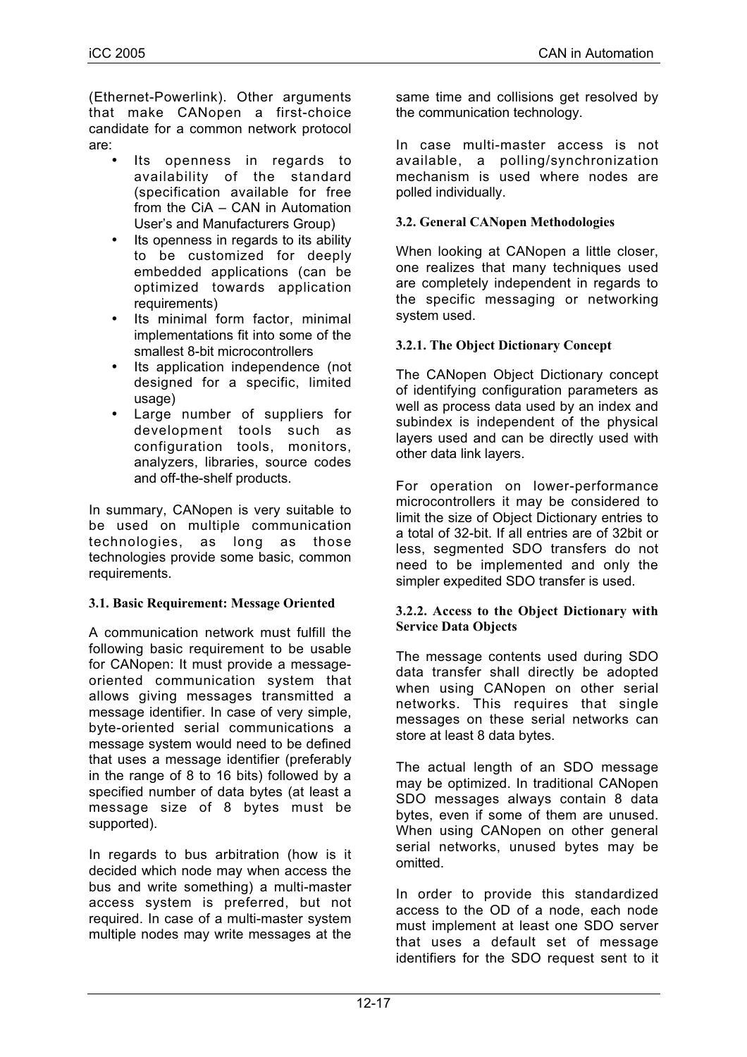(Ethernet-Powerlink). Other arguments that make CANopen a first-choice candidate for a common network protocol are:

- Its openness in regards to availability of the standard (specification available for free from the CiA – CAN in Automation User's and Manufacturers Group)
- Its openness in regards to its ability to be customized for deeply embedded applications (can be optimized towards application requirements)
- Its minimal form factor, minimal implementations fit into some of the smallest 8-bit microcontrollers
- Its application independence (not designed for a specific, limited usage)
- Large number of suppliers for development tools such as configuration tools, monitors, analyzers, libraries, source codes and off-the-shelf products.

In summary, CANopen is very suitable to be used on multiple communication technologies, as long as those technologies provide some basic, common requirements.

### 3.1. Basic Requirement: Message Oriented

A communication network must fulfill the following basic requirement to be usable for CANopen: It must provide a message-oriented communication system that allows giving messages transmitted a message identifier. In case of very simple, byte-oriented serial communications a message system would need to be defined that uses a message identifier (preferably in the range of 8 to 16 bits) followed by a specified number of data bytes (at least a message size of 8 bytes must be supported).

In regards to bus arbitration (how is it decided which node may when access the bus and write something) a multi-master access system is preferred, but not required. In case of a multi-master system multiple nodes may write messages at the same time and collisions get resolved by the communication technology.

In case multi-master access is not available, a polling/synchronization mechanism is used where nodes are polled individually.

### 3.2. General CANopen Methodologies

When looking at CANopen a little closer, one realizes that many techniques used are completely independent in regards to the specific messaging or networking system used.

#### 3.2.1. The Object Dictionary Concept

The CANopen Object Dictionary concept of identifying configuration parameters as well as process data used by an index and subindex is independent of the physical layers used and can be directly used with other data link layers.

For operation on lower-performance microcontrollers it may be considered to limit the size of Object Dictionary entries to a total of 32-bit. If all entries are of 32bit or less, segmented SDO transfers do not need to be implemented and only the simpler expedited SDO transfer is used.

#### 3.2.2. Access to the Object Dictionary with Service Data Objects

The message contents used during SDO data transfer shall directly be adopted when using CANopen on other serial networks. This requires that single messages on these serial networks can store at least 8 data bytes.

The actual length of an SDO message may be optimized. In traditional CANopen SDO messages always contain 8 data bytes, even if some of them are unused. When using CANopen on other general serial networks, unused bytes may be omitted.

In order to provide this standardized access to the OD of a node, each node must implement at least one SDO server that uses a default set of message identifiers for the SDO request sent to it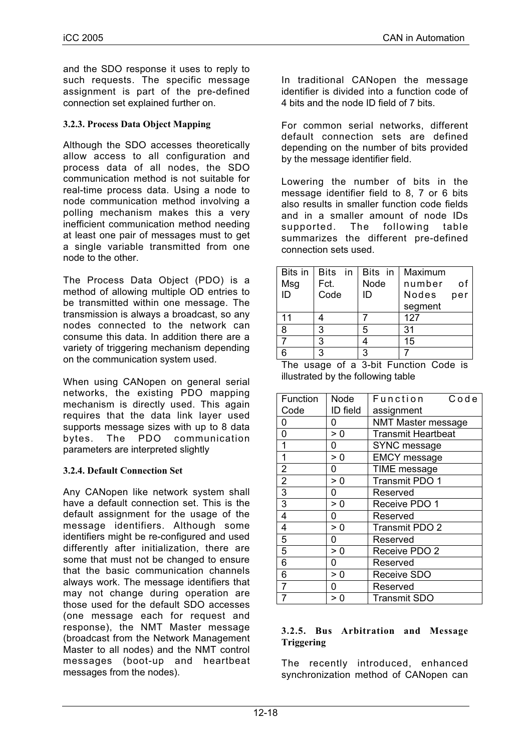and the SDO response it uses to reply to such requests. The specific message assignment is part of the pre-defined connection set explained further on.

### 3.2.3. Process Data Object Mapping

Although the SDO accesses theoretically allow access to all configuration and process data of all nodes, the SDO communication method is not suitable for real-time process data. Using a node to node communication method involving a polling mechanism makes this a very inefficient communication method needing at least one pair of messages must to get a single variable transmitted from one node to the other.

The Process Data Object (PDO) is a method of allowing multiple OD entries to be transmitted within one message. The transmission is always a broadcast, so any nodes connected to the network can consume this data. In addition there are a variety of triggering mechanism depending on the communication system used.

When using CANopen on general serial networks, the existing PDO mapping mechanism is directly used. This again requires that the data link layer used supports message sizes with up to 8 data bytes. The PDO communication parameters are interpreted slightly

### 3.2.4. Default Connection Set

Any CANopen like network system shall have a default connection set. This is the default assignment for the usage of the message identifiers. Although some identifiers might be re-configured and used differently after initialization, there are some that must not be changed to ensure that the basic communication channels always work. The message identifiers that may not change during operation are those used for the default SDO accesses (one message each for request and response), the NMT Master message (broadcast from the Network Management Master to all nodes) and the NMT control messages (boot-up and heartbeat messages from the nodes).

In traditional CANopen the message identifier is divided into a function code of 4 bits and the node ID field of 7 bits.

For common serial networks, different default connection sets are defined depending on the number of bits provided by the message identifier field.

Lowering the number of bits in the message identifier field to 8, 7 or 6 bits also results in smaller function code fields and in a smaller amount of node IDs supported. The following table summarizes the different pre-defined connection sets used.

| Bits in Msg ID | Bits in Fct. Code | Bits in Node ID | Maximum number of Nodes per segment |
|---|---|---|---|
| 11 | 4 | 7 | 127 |
| 8 | 3 | 5 | 31 |
| 7 | 3 | 4 | 15 |
| 6 | 3 | 3 | 7 |

The usage of a 3-bit Function Code is illustrated by the following table

| Function Code | Node ID field | Function Code assignment |
|---|---|---|
| 0 | 0 | NMT Master message |
| 0 | > 0 | Transmit Heartbeat |
| 1 | 0 | SYNC message |
| 1 | > 0 | EMCY message |
| 2 | 0 | TIME message |
| 2 | > 0 | Transmit PDO 1 |
| 3 | 0 | Reserved |
| 3 | > 0 | Receive PDO 1 |
| 4 | 0 | Reserved |
| 4 | > 0 | Transmit PDO 2 |
| 5 | 0 | Reserved |
| 5 | > 0 | Receive PDO 2 |
| 6 | 0 | Reserved |
| 6 | > 0 | Receive SDO |
| 7 | 0 | Reserved |
| 7 | > 0 | Transmit SDO |

### 3.2.5. Bus Arbitration and Message Triggering

The recently introduced, enhanced synchronization method of CANopen can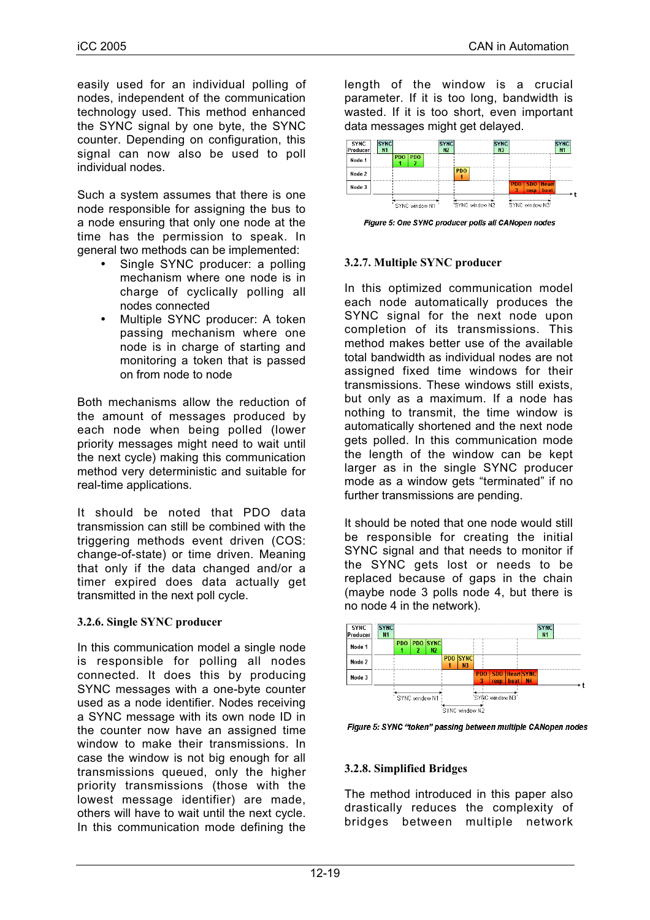easily used for an individual polling of nodes, independent of the communication technology used. This method enhanced the SYNC signal by one byte, the SYNC counter. Depending on configuration, this signal can now also be used to poll individual nodes.

Such a system assumes that there is one node responsible for assigning the bus to a node ensuring that only one node at the time has the permission to speak. In general two methods can be implemented:

- Single SYNC producer: a polling mechanism where one node is in charge of cyclically polling all nodes connected
- Multiple SYNC producer: A token passing mechanism where one node is in charge of starting and monitoring a token that is passed on from node to node

Both mechanisms allow the reduction of the amount of messages produced by each node when being polled (lower priority messages might need to wait until the next cycle) making this communication method very deterministic and suitable for real-time applications.

It should be noted that PDO data transmission can still be combined with the triggering methods event driven (COS: change-of-state) or time driven. Meaning that only if the data changed and/or a timer expired does data actually get transmitted in the next poll cycle.

### 3.2.6. Single SYNC producer

In this communication model a single node is responsible for polling all nodes connected. It does this by producing SYNC messages with a one-byte counter used as a node identifier. Nodes receiving a SYNC message with its own node ID in the counter now have an assigned time window to make their transmissions. In case the window is not big enough for all transmissions queued, only the higher priority transmissions (those with the lowest message identifier) are made, others will have to wait until the next cycle. In this communication mode defining the length of the window is a crucial parameter. If it is too long, bandwidth is wasted. If it is too short, even important data messages might get delayed.

*Figure 5: One SYNC producer polls all CANopen nodes*

### 3.2.7. Multiple SYNC producer

In this optimized communication model each node automatically produces the SYNC signal for the next node upon completion of its transmissions. This method makes better use of the available total bandwidth as individual nodes are not assigned fixed time windows for their transmissions. These windows still exists, but only as a maximum. If a node has nothing to transmit, the time window is automatically shortened and the next node gets polled. In this communication mode the length of the window can be kept larger as in the single SYNC producer mode as a window gets "terminated" if no further transmissions are pending.

It should be noted that one node would still be responsible for creating the initial SYNC signal and that needs to monitor if the SYNC gets lost or needs to be replaced because of gaps in the chain (maybe node 3 polls node 4, but there is no node 4 in the network).

*Figure 5: SYNC "token" passing between multiple CANopen nodes*

### 3.2.8. Simplified Bridges

The method introduced in this paper also drastically reduces the complexity of bridges between multiple network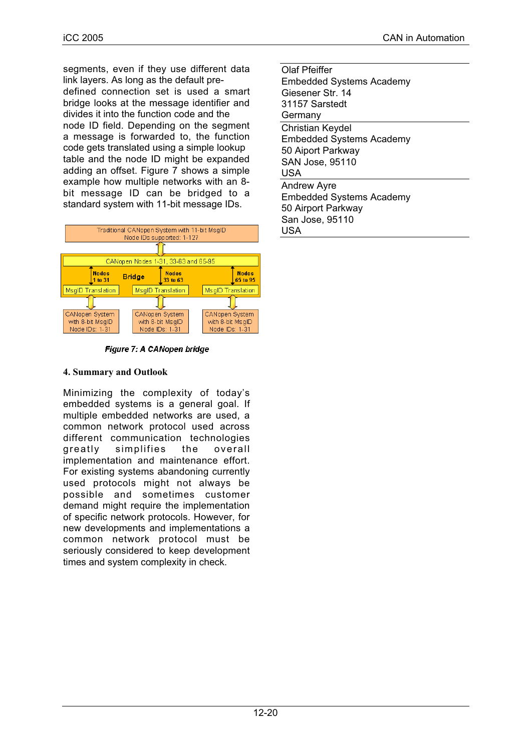segments, even if they use different data link layers. As long as the default pre-defined connection set is used a smart bridge looks at the message identifier and divides it into the function code and the node ID field. Depending on the segment a message is forwarded to, the function code gets translated using a simple lookup table and the node ID might be expanded adding an offset. Figure 7 shows a simple example how multiple networks with an 8-bit message ID can be bridged to a standard system with 11-bit message IDs.

Traditional CANopen System with 11-bit MsgID
Node IDs supported: 1-127

CANopen Nodes 1-31, 33-63 and 65-95

Nodes 1 to 31

Bridge

Nodes 33 to 63

Nodes 65 to 95

MsgID Translation

MsgID Translation

MsgID Translation

CANopen System with 8-bit MsgID Node IDs: 1-31

CANopen System with 8-bit MsgID Node IDs: 1-31

CANopen System with 8-bit MsgID Node IDs: 1-31

*Figure 7: A CANopen bridge*

## 4. Summary and Outlook

Minimizing the complexity of today's embedded systems is a general goal. If multiple embedded networks are used, a common network protocol used across different communication technologies greatly simplifies the overall implementation and maintenance effort. For existing systems abandoning currently used protocols might not always be possible and sometimes customer demand might require the implementation of specific network protocols. However, for new developments and implementations a common network protocol must be seriously considered to keep development times and system complexity in check.

---

Olaf Pfeiffer
Embedded Systems Academy
Giesener Str. 14
31157 Sarstedt
Germany

---

Christian Keydel
Embedded Systems Academy
50 Aiport Parkway
SAN Jose, 95110
USA

---

Andrew Ayre
Embedded Systems Academy
50 Airport Parkway
San Jose, 95110
USA